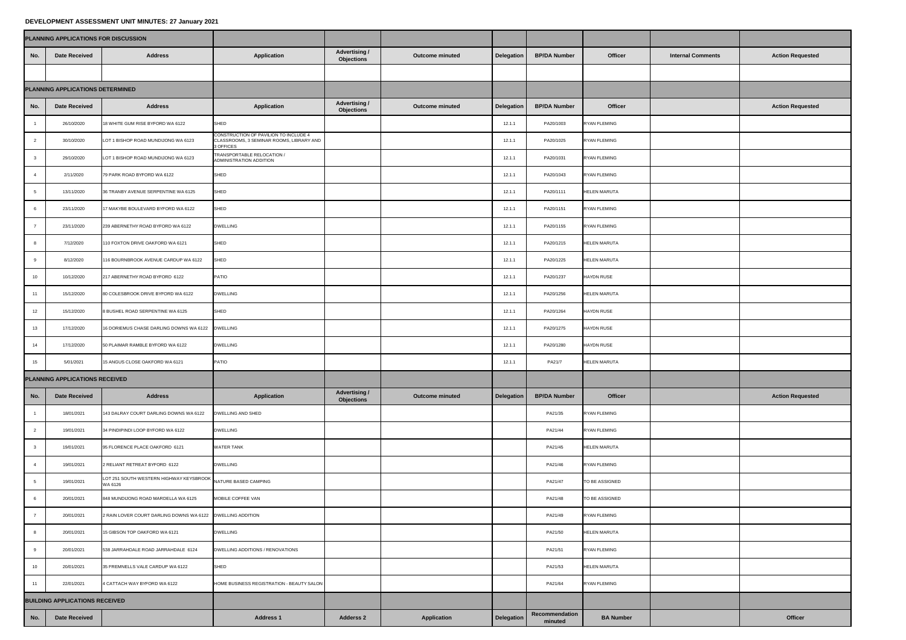**DEVELOPMENT ASSESSMENT UNIT MINUTES: 27 January 2021**

| PLANNING APPLICATIONS FOR DISCUSSION | | | | | | | | | | |
|---|---|---|---|---|---|---|---|---|---|---|
| No. | Date Received | Address | Application | Advertising / Objections | Outcome minuted | Delegation | BP/DA Number | Officer | Internal Comments | Action Requested |
| | | | | | | | | | | |

| PLANNING APPLICATIONS DETERMINED | | | | | | | | | | |
|---|---|---|---|---|---|---|---|---|---|---|
| No. | Date Received | Address | Application | Advertising / Objections | Outcome minuted | Delegation | BP/DA Number | Officer | | Action Requested |
| 1 | 26/10/2020 | 18 WHITE GUM RISE BYFORD WA 6122 | SHED | | | 12.1.1 | PA20/1003 | RYAN FLEMING | | |
| 2 | 30/10/2020 | LOT 1 BISHOP ROAD MUNDIJONG WA 6123 | CONSTRUCTION OF PAVILION TO INCLUDE 4 CLASSROOMS, 3 SEMINAR ROOMS, LIBRARY AND 3 OFFICES | | | 12.1.1 | PA20/1025 | RYAN FLEMING | | |
| 3 | 29/10/2020 | LOT 1 BISHOP ROAD MUNDIJONG WA 6123 | TRANSPORTABLE RELOCATION / ADMINISTRATION ADDITION | | | 12.1.1 | PA20/1031 | RYAN FLEMING | | |
| 4 | 2/11/2020 | 79 PARK ROAD BYFORD WA 6122 | SHED | | | 12.1.1 | PA20/1043 | RYAN FLEMING | | |
| 5 | 13/11/2020 | 36 TRANBY AVENUE SERPENTINE WA 6125 | SHED | | | 12.1.1 | PA20/1111 | HELEN MARUTA | | |
| 6 | 23/11/2020 | 17 MAKYBE BOULEVARD BYFORD WA 6122 | SHED | | | 12.1.1 | PA20/1151 | RYAN FLEMING | | |
| 7 | 23/11/2020 | 239 ABERNETHY ROAD BYFORD WA 6122 | DWELLING | | | 12.1.1 | PA20/1155 | RYAN FLEMING | | |
| 8 | 7/12/2020 | 110 FOXTON DRIVE OAKFORD WA 6121 | SHED | | | 12.1.1 | PA20/1215 | HELEN MARUTA | | |
| 9 | 8/12/2020 | 116 BOURNBROOK AVENUE CARDUP WA 6122 | SHED | | | 12.1.1 | PA20/1225 | HELEN MARUTA | | |
| 10 | 10/12/2020 | 217 ABERNETHY ROAD BYFORD 6122 | PATIO | | | 12.1.1 | PA20/1237 | HAYDN RUSE | | |
| 11 | 15/12/2020 | 80 COLESBROOK DRIVE BYFORD WA 6122 | DWELLING | | | 12.1.1 | PA20/1256 | HELEN MARUTA | | |
| 12 | 15/12/2020 | 8 BUSHEL ROAD SERPENTINE WA 6125 | SHED | | | 12.1.1 | PA20/1264 | HAYDN RUSE | | |
| 13 | 17/12/2020 | 16 DORIEMUS CHASE DARLING DOWNS WA 6122 | DWELLING | | | 12.1.1 | PA20/1275 | HAYDN RUSE | | |
| 14 | 17/12/2020 | 50 PLAIMAR RAMBLE BYFORD WA 6122 | DWELLING | | | 12.1.1 | PA20/1280 | HAYDN RUSE | | |
| 15 | 5/01/2021 | 15 ANGUS CLOSE OAKFORD WA 6121 | PATIO | | | 12.1.1 | PA21/7 | HELEN MARUTA | | |

| PLANNING APPLICATIONS RECEIVED | | | | | | | | | | |
|---|---|---|---|---|---|---|---|---|---|---|
| No. | Date Received | Address | Application | Advertising / Objections | Outcome minuted | Delegation | BP/DA Number | Officer | | Action Requested |
| 1 | 18/01/2021 | 143 DALRAY COURT DARLING DOWNS WA 6122 | DWELLING AND SHED | | | | PA21/35 | RYAN FLEMING | | |
| 2 | 19/01/2021 | 34 PINDIPINDI LOOP BYFORD WA 6122 | DWELLING | | | | PA21/44 | RYAN FLEMING | | |
| 3 | 19/01/2021 | 95 FLORENCE PLACE OAKFORD 6121 | WATER TANK | | | | PA21/45 | HELEN MARUTA | | |
| 4 | 19/01/2021 | 2 RELIANT RETREAT BYFORD 6122 | DWELLING | | | | PA21/46 | RYAN FLEMING | | |
| 5 | 19/01/2021 | LOT 251 SOUTH WESTERN HIGHWAY KEYSBROOK WA 6126 | NATURE BASED CAMPING | | | | PA21/47 | TO BE ASSIGNED | | |
| 6 | 20/01/2021 | 848 MUNDIJONG ROAD MARDELLA WA 6125 | MOBILE COFFEE VAN | | | | PA21/48 | TO BE ASSIGNED | | |
| 7 | 20/01/2021 | 2 RAIN LOVER COURT DARLING DOWNS WA 6122 | DWELLING ADDITION | | | | PA21/49 | RYAN FLEMING | | |
| 8 | 20/01/2021 | 15 GIBSON TOP OAKFORD WA 6121 | DWELLING | | | | PA21/50 | HELEN MARUTA | | |
| 9 | 20/01/2021 | 538 JARRAHDALE ROAD JARRAHDALE 6124 | DWELLING ADDITIONS / RENOVATIONS | | | | PA21/51 | RYAN FLEMING | | |
| 10 | 20/01/2021 | 35 FREMNELLS VALE CARDUP WA 6122 | SHED | | | | PA21/53 | HELEN MARUTA | | |
| 11 | 22/01/2021 | 4 CATTACH WAY BYFORD WA 6122 | HOME BUSINESS REGISTRATION - BEAUTY SALON | | | | PA21/64 | RYAN FLEMING | | |

| BUILDING APPLICATIONS RECEIVED | | | | | | | | | | |
|---|---|---|---|---|---|---|---|---|---|---|
| No. | Date Received | | Address 1 | Adderss 2 | Application | Delegation | Recommendation minuted | BA Number | | Officer |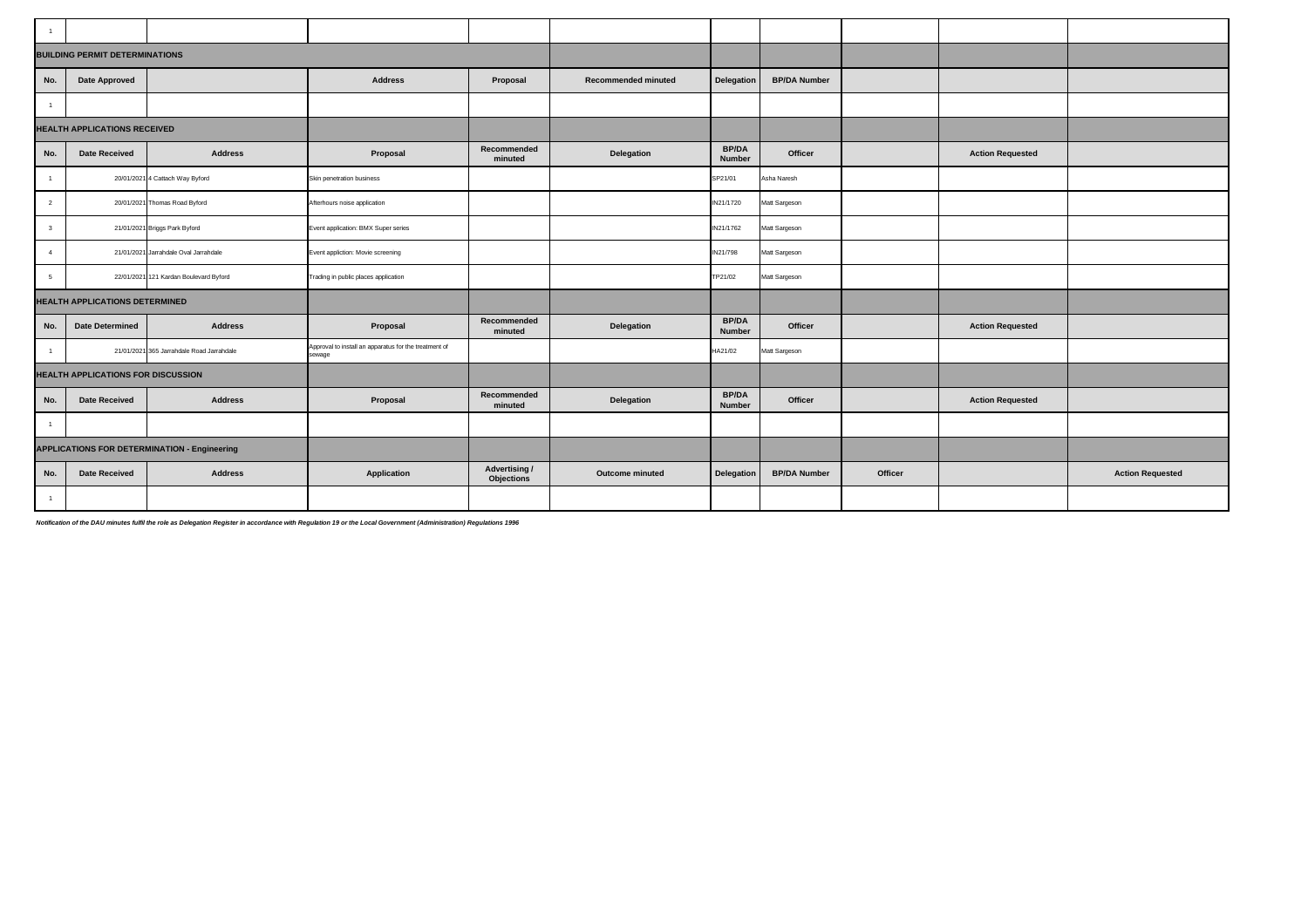| | | | | | | | | | | |
|---|---|---|---|---|---|---|---|---|---|---|
| 1 | | | | | | | | | | |
| **BUILDING PERMIT DETERMINATIONS** | | | | | | | | | | |
| **No.** | **Date Approved** | | **Address** | **Proposal** | **Recommended minuted** | **Delegation** | **BP/DA Number** | | | |
| 1 | | | | | | | | | | |
| **HEALTH APPLICATIONS RECEIVED** | | | | | | | | | | |
| **No.** | **Date Received** | **Address** | **Proposal** | **Recommended minuted** | **Delegation** | **BP/DA Number** | **Officer** | | **Action Requested** | |
| 1 | 20/01/2021 | 4 Cattach Way Byford | Skin penetration business | | | SP21/01 | Asha Naresh | | | |
| 2 | 20/01/2021 | Thomas Road Byford | Afterhours noise application | | | IN21/1720 | Matt Sargeson | | | |
| 3 | 21/01/2021 | Briggs Park Byford | Event application: BMX Super series | | | IN21/1762 | Matt Sargeson | | | |
| 4 | 21/01/2021 | Jarrahdale Oval Jarrahdale | Event appliction: Movie screening | | | IN21/798 | Matt Sargeson | | | |
| 5 | 22/01/2021 | 121 Kardan Boulevard Byford | Trading in public places application | | | TP21/02 | Matt Sargeson | | | |
| **HEALTH APPLICATIONS DETERMINED** | | | | | | | | | | |
| **No.** | **Date Determined** | **Address** | **Proposal** | **Recommended minuted** | **Delegation** | **BP/DA Number** | **Officer** | | **Action Requested** | |
| 1 | 21/01/2021 | 365 Jarrahdale Road Jarrahdale | Approval to install an apparatus for the treatment of sewage | | | HA21/02 | Matt Sargeson | | | |
| **HEALTH APPLICATIONS FOR DISCUSSION** | | | | | | | | | | |
| **No.** | **Date Received** | **Address** | **Proposal** | **Recommended minuted** | **Delegation** | **BP/DA Number** | **Officer** | | **Action Requested** | |
| 1 | | | | | | | | | | |
| **APPLICATIONS FOR DETERMINATION - Engineering** | | | | | | | | | | |
| **No.** | **Date Received** | **Address** | **Application** | **Advertising / Objections** | **Outcome minuted** | **Delegation** | **BP/DA Number** | **Officer** | | **Action Requested** |
| 1 | | | | | | | | | | |

*Notification of the DAU minutes fulfil the role as Delegation Register in accordance with Regulation 19 or the Local Government (Administration) Regulations 1996*